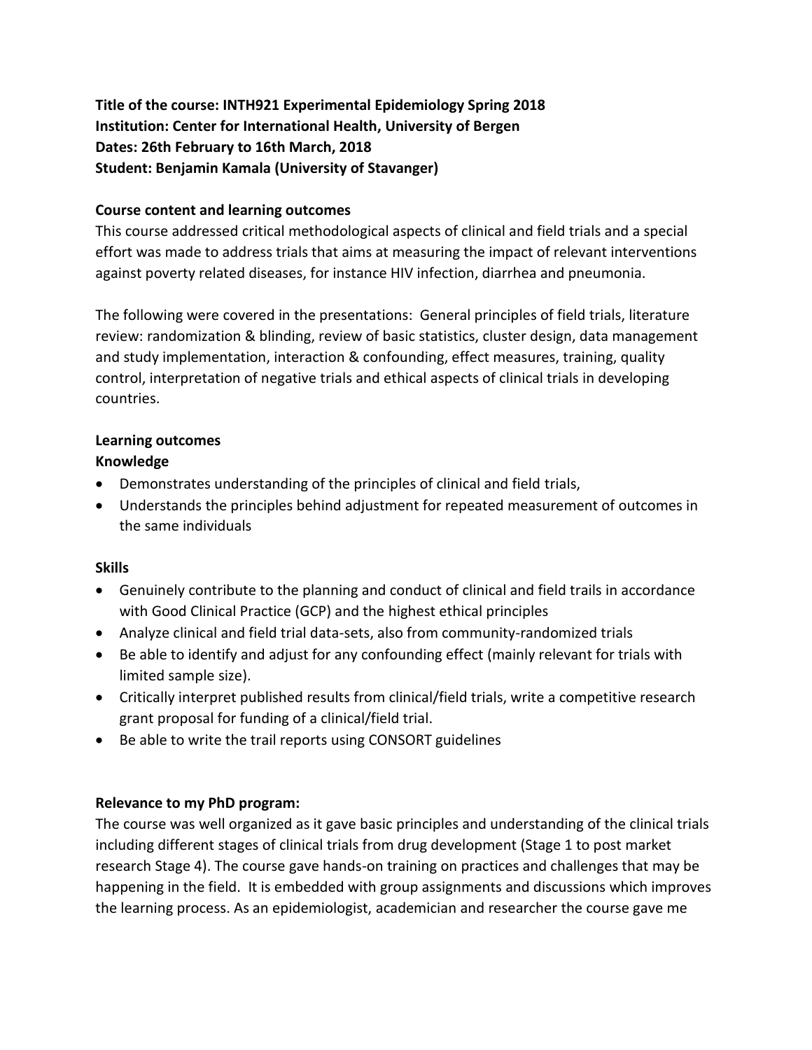**Title of the course: INTH921 Experimental Epidemiology Spring 2018**
**Institution: Center for International Health, University of Bergen**
**Dates: 26th February to 16th March, 2018**
**Student: Benjamin Kamala (University of Stavanger)**

**Course content and learning outcomes**

This course addressed critical methodological aspects of clinical and field trials and a special effort was made to address trials that aims at measuring the impact of relevant interventions against poverty related diseases, for instance HIV infection, diarrhea and pneumonia.

The following were covered in the presentations: General principles of field trials, literature review: randomization & blinding, review of basic statistics, cluster design, data management and study implementation, interaction & confounding, effect measures, training, quality control, interpretation of negative trials and ethical aspects of clinical trials in developing countries.

**Learning outcomes**

**Knowledge**

- Demonstrates understanding of the principles of clinical and field trials,
- Understands the principles behind adjustment for repeated measurement of outcomes in the same individuals

**Skills**

- Genuinely contribute to the planning and conduct of clinical and field trails in accordance with Good Clinical Practice (GCP) and the highest ethical principles
- Analyze clinical and field trial data-sets, also from community-randomized trials
- Be able to identify and adjust for any confounding effect (mainly relevant for trials with limited sample size).
- Critically interpret published results from clinical/field trials, write a competitive research grant proposal for funding of a clinical/field trial.
- Be able to write the trail reports using CONSORT guidelines

**Relevance to my PhD program:**

The course was well organized as it gave basic principles and understanding of the clinical trials including different stages of clinical trials from drug development (Stage 1 to post market research Stage 4). The course gave hands-on training on practices and challenges that may be happening in the field. It is embedded with group assignments and discussions which improves the learning process. As an epidemiologist, academician and researcher the course gave me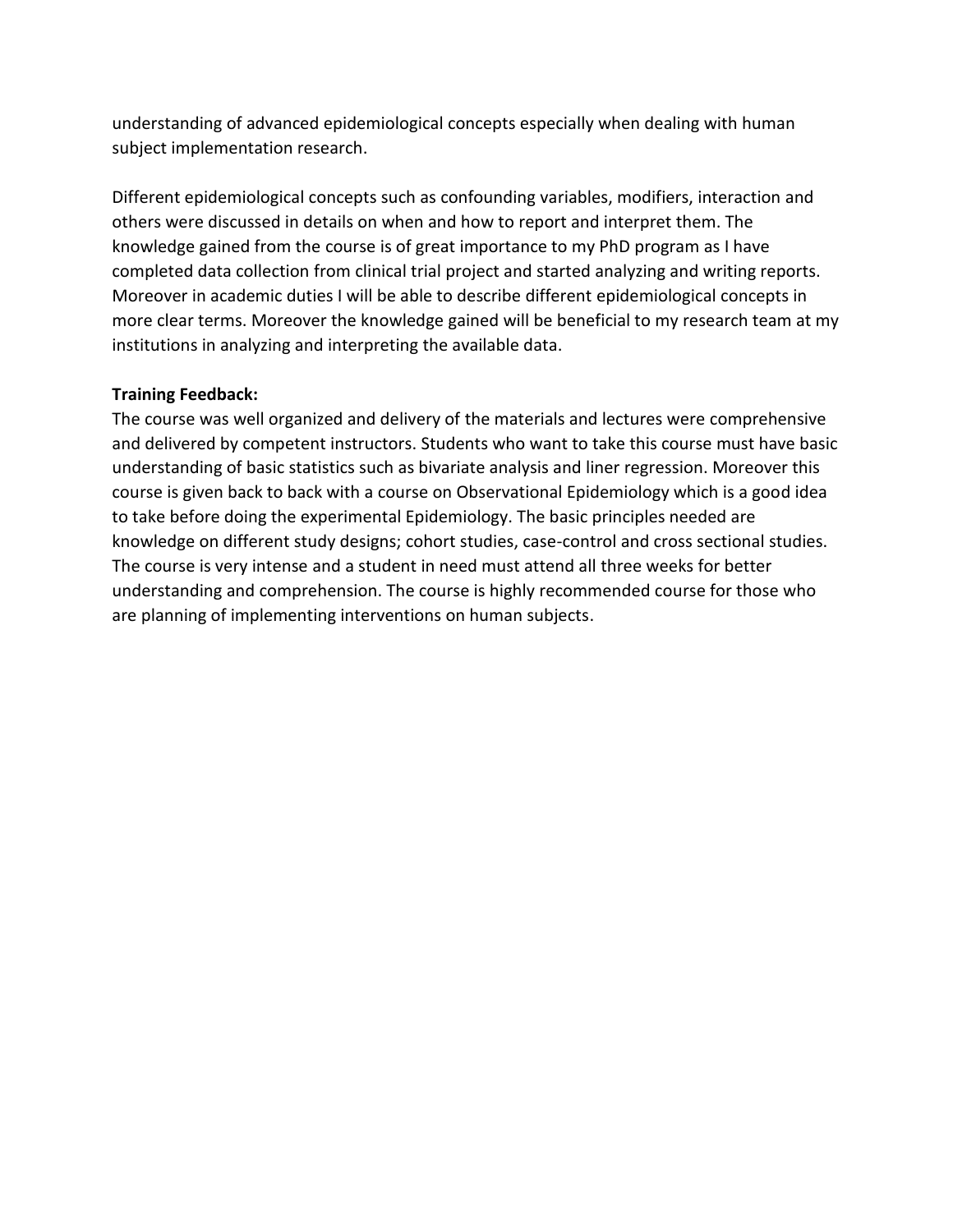understanding of advanced epidemiological concepts especially when dealing with human subject implementation research.

Different epidemiological concepts such as confounding variables, modifiers, interaction and others were discussed in details on when and how to report and interpret them. The knowledge gained from the course is of great importance to my PhD program as I have completed data collection from clinical trial project and started analyzing and writing reports. Moreover in academic duties I will be able to describe different epidemiological concepts in more clear terms. Moreover the knowledge gained will be beneficial to my research team at my institutions in analyzing and interpreting the available data.

**Training Feedback:**

The course was well organized and delivery of the materials and lectures were comprehensive and delivered by competent instructors. Students who want to take this course must have basic understanding of basic statistics such as bivariate analysis and liner regression. Moreover this course is given back to back with a course on Observational Epidemiology which is a good idea to take before doing the experimental Epidemiology. The basic principles needed are knowledge on different study designs; cohort studies, case-control and cross sectional studies. The course is very intense and a student in need must attend all three weeks for better understanding and comprehension. The course is highly recommended course for those who are planning of implementing interventions on human subjects.